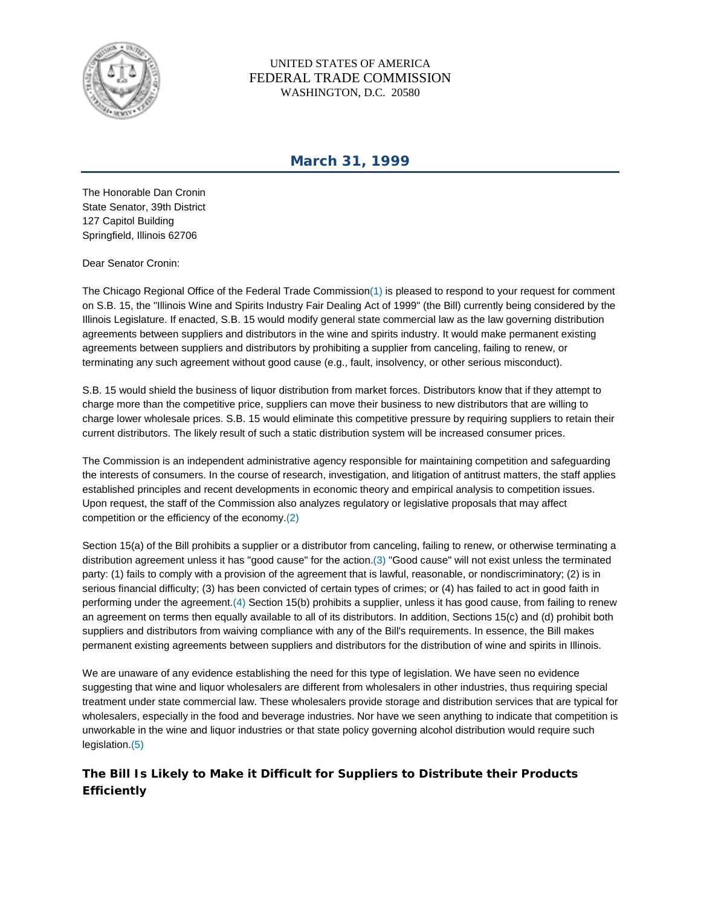UNITED STATES OF AMERICA
FEDERAL TRADE COMMISSION
WASHINGTON, D.C. 20580

## March 31, 1999

The Honorable Dan Cronin
State Senator, 39th District
127 Capitol Building
Springfield, Illinois 62706

Dear Senator Cronin:

The Chicago Regional Office of the Federal Trade Commission(1) is pleased to respond to your request for comment on S.B. 15, the "Illinois Wine and Spirits Industry Fair Dealing Act of 1999" (the Bill) currently being considered by the Illinois Legislature. If enacted, S.B. 15 would modify general state commercial law as the law governing distribution agreements between suppliers and distributors in the wine and spirits industry. It would make permanent existing agreements between suppliers and distributors by prohibiting a supplier from canceling, failing to renew, or terminating any such agreement without good cause (e.g., fault, insolvency, or other serious misconduct).

S.B. 15 would shield the business of liquor distribution from market forces. Distributors know that if they attempt to charge more than the competitive price, suppliers can move their business to new distributors that are willing to charge lower wholesale prices. S.B. 15 would eliminate this competitive pressure by requiring suppliers to retain their current distributors. The likely result of such a static distribution system will be increased consumer prices.

The Commission is an independent administrative agency responsible for maintaining competition and safeguarding the interests of consumers. In the course of research, investigation, and litigation of antitrust matters, the staff applies established principles and recent developments in economic theory and empirical analysis to competition issues. Upon request, the staff of the Commission also analyzes regulatory or legislative proposals that may affect competition or the efficiency of the economy.(2)

Section 15(a) of the Bill prohibits a supplier or a distributor from canceling, failing to renew, or otherwise terminating a distribution agreement unless it has "good cause" for the action.(3) "Good cause" will not exist unless the terminated party: (1) fails to comply with a provision of the agreement that is lawful, reasonable, or nondiscriminatory; (2) is in serious financial difficulty; (3) has been convicted of certain types of crimes; or (4) has failed to act in good faith in performing under the agreement.(4) Section 15(b) prohibits a supplier, unless it has good cause, from failing to renew an agreement on terms then equally available to all of its distributors. In addition, Sections 15(c) and (d) prohibit both suppliers and distributors from waiving compliance with any of the Bill's requirements. In essence, the Bill makes permanent existing agreements between suppliers and distributors for the distribution of wine and spirits in Illinois.

We are unaware of any evidence establishing the need for this type of legislation. We have seen no evidence suggesting that wine and liquor wholesalers are different from wholesalers in other industries, thus requiring special treatment under state commercial law. These wholesalers provide storage and distribution services that are typical for wholesalers, especially in the food and beverage industries. Nor have we seen anything to indicate that competition is unworkable in the wine and liquor industries or that state policy governing alcohol distribution would require such legislation.(5)

### The Bill Is Likely to Make it Difficult for Suppliers to Distribute their Products Efficiently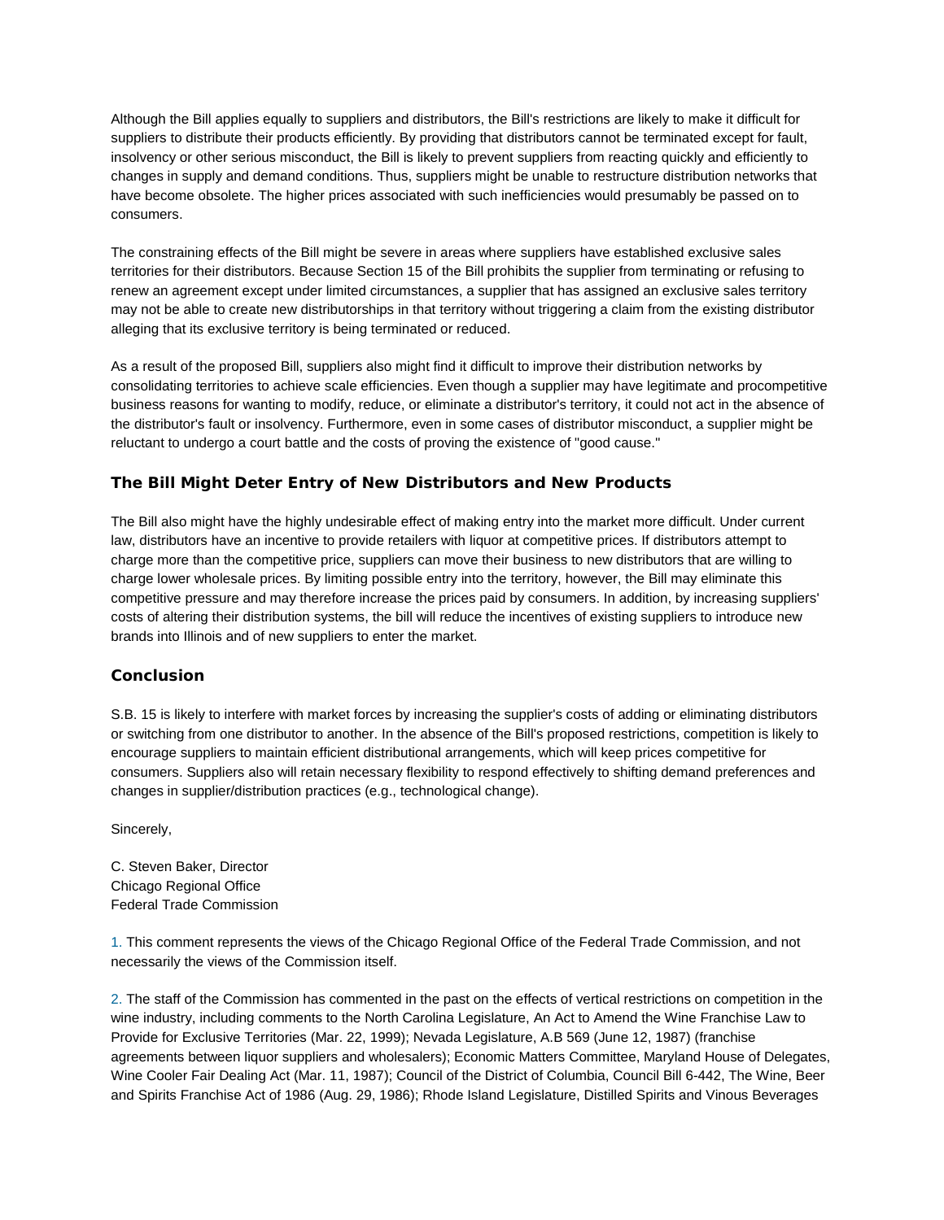Although the Bill applies equally to suppliers and distributors, the Bill's restrictions are likely to make it difficult for suppliers to distribute their products efficiently. By providing that distributors cannot be terminated except for fault, insolvency or other serious misconduct, the Bill is likely to prevent suppliers from reacting quickly and efficiently to changes in supply and demand conditions. Thus, suppliers might be unable to restructure distribution networks that have become obsolete. The higher prices associated with such inefficiencies would presumably be passed on to consumers.

The constraining effects of the Bill might be severe in areas where suppliers have established exclusive sales territories for their distributors. Because Section 15 of the Bill prohibits the supplier from terminating or refusing to renew an agreement except under limited circumstances, a supplier that has assigned an exclusive sales territory may not be able to create new distributorships in that territory without triggering a claim from the existing distributor alleging that its exclusive territory is being terminated or reduced.

As a result of the proposed Bill, suppliers also might find it difficult to improve their distribution networks by consolidating territories to achieve scale efficiencies. Even though a supplier may have legitimate and procompetitive business reasons for wanting to modify, reduce, or eliminate a distributor's territory, it could not act in the absence of the distributor's fault or insolvency. Furthermore, even in some cases of distributor misconduct, a supplier might be reluctant to undergo a court battle and the costs of proving the existence of "good cause."

### The Bill Might Deter Entry of New Distributors and New Products

The Bill also might have the highly undesirable effect of making entry into the market more difficult. Under current law, distributors have an incentive to provide retailers with liquor at competitive prices. If distributors attempt to charge more than the competitive price, suppliers can move their business to new distributors that are willing to charge lower wholesale prices. By limiting possible entry into the territory, however, the Bill may eliminate this competitive pressure and may therefore increase the prices paid by consumers. In addition, by increasing suppliers' costs of altering their distribution systems, the bill will reduce the incentives of existing suppliers to introduce new brands into Illinois and of new suppliers to enter the market.

### Conclusion

S.B. 15 is likely to interfere with market forces by increasing the supplier's costs of adding or eliminating distributors or switching from one distributor to another. In the absence of the Bill's proposed restrictions, competition is likely to encourage suppliers to maintain efficient distributional arrangements, which will keep prices competitive for consumers. Suppliers also will retain necessary flexibility to respond effectively to shifting demand preferences and changes in supplier/distribution practices (e.g., technological change).

Sincerely,

C. Steven Baker, Director
Chicago Regional Office
Federal Trade Commission

1. This comment represents the views of the Chicago Regional Office of the Federal Trade Commission, and not necessarily the views of the Commission itself.

2. The staff of the Commission has commented in the past on the effects of vertical restrictions on competition in the wine industry, including comments to the North Carolina Legislature, An Act to Amend the Wine Franchise Law to Provide for Exclusive Territories (Mar. 22, 1999); Nevada Legislature, A.B 569 (June 12, 1987) (franchise agreements between liquor suppliers and wholesalers); Economic Matters Committee, Maryland House of Delegates, Wine Cooler Fair Dealing Act (Mar. 11, 1987); Council of the District of Columbia, Council Bill 6-442, The Wine, Beer and Spirits Franchise Act of 1986 (Aug. 29, 1986); Rhode Island Legislature, Distilled Spirits and Vinous Beverages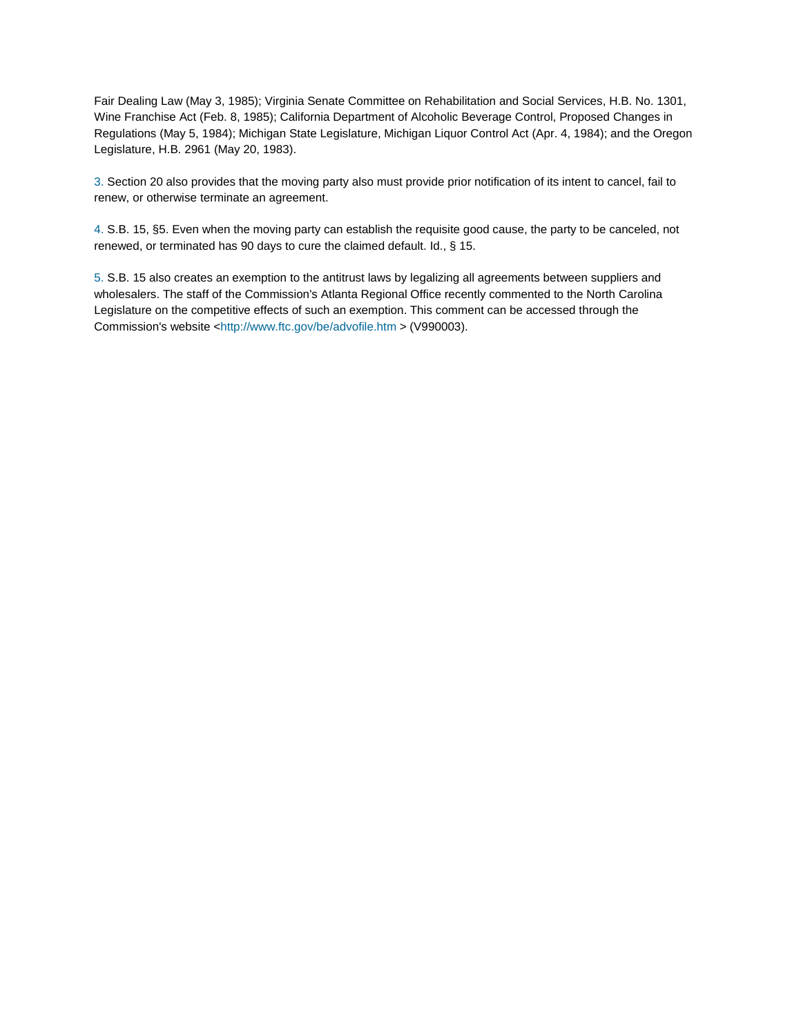Fair Dealing Law (May 3, 1985); Virginia Senate Committee on Rehabilitation and Social Services, H.B. No. 1301, Wine Franchise Act (Feb. 8, 1985); California Department of Alcoholic Beverage Control, Proposed Changes in Regulations (May 5, 1984); Michigan State Legislature, Michigan Liquor Control Act (Apr. 4, 1984); and the Oregon Legislature, H.B. 2961 (May 20, 1983).

3. Section 20 also provides that the moving party also must provide prior notification of its intent to cancel, fail to renew, or otherwise terminate an agreement.

4. S.B. 15, §5. Even when the moving party can establish the requisite good cause, the party to be canceled, not renewed, or terminated has 90 days to cure the claimed default. Id., § 15.

5. S.B. 15 also creates an exemption to the antitrust laws by legalizing all agreements between suppliers and wholesalers. The staff of the Commission's Atlanta Regional Office recently commented to the North Carolina Legislature on the competitive effects of such an exemption. This comment can be accessed through the Commission's website <http://www.ftc.gov/be/advofile.htm > (V990003).